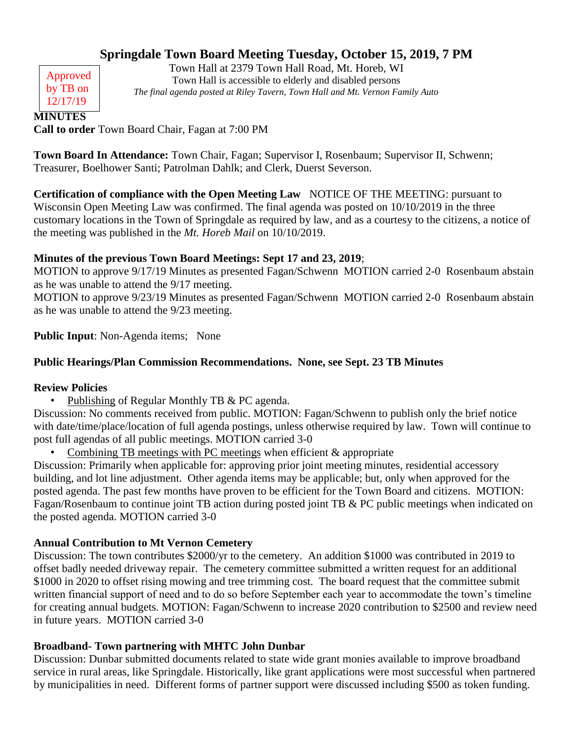# Springdale Town Board Meeting Tuesday, October 15, 2019, 7 PM

Approved by TB on 12/17/19

Town Hall at 2379 Town Hall Road, Mt. Horeb, WI
Town Hall is accessible to elderly and disabled persons
*The final agenda posted at Riley Tavern, Town Hall and Mt. Vernon Family Auto*

**MINUTES**

**Call to order** Town Board Chair, Fagan at 7:00 PM

**Town Board In Attendance:** Town Chair, Fagan; Supervisor I, Rosenbaum; Supervisor II, Schwenn; Treasurer, Boelhower Santi; Patrolman Dahlk; and Clerk, Duerst Severson.

**Certification of compliance with the Open Meeting Law** NOTICE OF THE MEETING: pursuant to Wisconsin Open Meeting Law was confirmed. The final agenda was posted on 10/10/2019 in the three customary locations in the Town of Springdale as required by law, and as a courtesy to the citizens, a notice of the meeting was published in the *Mt. Horeb Mail* on 10/10/2019.

**Minutes of the previous Town Board Meetings: Sept 17 and 23, 2019**;

MOTION to approve 9/17/19 Minutes as presented Fagan/Schwenn MOTION carried 2-0 Rosenbaum abstain as he was unable to attend the 9/17 meeting.

MOTION to approve 9/23/19 Minutes as presented Fagan/Schwenn MOTION carried 2-0 Rosenbaum abstain as he was unable to attend the 9/23 meeting.

**Public Input**: Non-Agenda items; None

**Public Hearings/Plan Commission Recommendations. None, see Sept. 23 TB Minutes**

**Review Policies**

- Publishing of Regular Monthly TB & PC agenda.

Discussion: No comments received from public. MOTION: Fagan/Schwenn to publish only the brief notice with date/time/place/location of full agenda postings, unless otherwise required by law. Town will continue to post full agendas of all public meetings. MOTION carried 3-0

- Combining TB meetings with PC meetings when efficient & appropriate

Discussion: Primarily when applicable for: approving prior joint meeting minutes, residential accessory building, and lot line adjustment. Other agenda items may be applicable; but, only when approved for the posted agenda. The past few months have proven to be efficient for the Town Board and citizens. MOTION: Fagan/Rosenbaum to continue joint TB action during posted joint TB & PC public meetings when indicated on the posted agenda. MOTION carried 3-0

**Annual Contribution to Mt Vernon Cemetery**

Discussion: The town contributes $2000/yr to the cemetery. An addition $1000 was contributed in 2019 to offset badly needed driveway repair. The cemetery committee submitted a written request for an additional $1000 in 2020 to offset rising mowing and tree trimming cost. The board request that the committee submit written financial support of need and to do so before September each year to accommodate the town's timeline for creating annual budgets. MOTION: Fagan/Schwenn to increase 2020 contribution to $2500 and review need in future years. MOTION carried 3-0

**Broadband- Town partnering with MHTC John Dunbar**

Discussion: Dunbar submitted documents related to state wide grant monies available to improve broadband service in rural areas, like Springdale. Historically, like grant applications were most successful when partnered by municipalities in need. Different forms of partner support were discussed including $500 as token funding.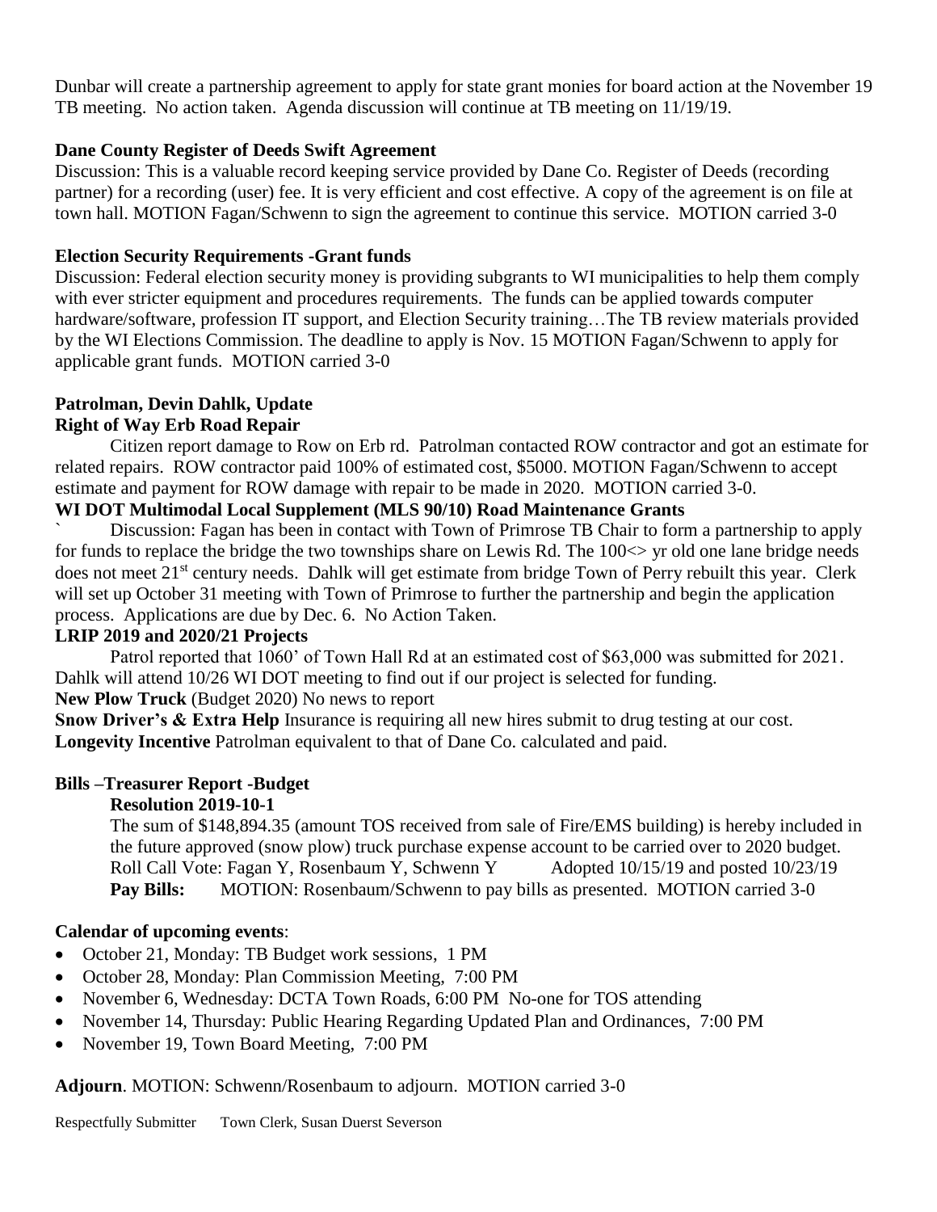Dunbar will create a partnership agreement to apply for state grant monies for board action at the November 19 TB meeting. No action taken. Agenda discussion will continue at TB meeting on 11/19/19.

**Dane County Register of Deeds Swift Agreement**

Discussion: This is a valuable record keeping service provided by Dane Co. Register of Deeds (recording partner) for a recording (user) fee. It is very efficient and cost effective. A copy of the agreement is on file at town hall. MOTION Fagan/Schwenn to sign the agreement to continue this service. MOTION carried 3-0

**Election Security Requirements -Grant funds**

Discussion: Federal election security money is providing subgrants to WI municipalities to help them comply with ever stricter equipment and procedures requirements. The funds can be applied towards computer hardware/software, profession IT support, and Election Security training…The TB review materials provided by the WI Elections Commission. The deadline to apply is Nov. 15 MOTION Fagan/Schwenn to apply for applicable grant funds. MOTION carried 3-0

**Patrolman, Devin Dahlk, Update**

**Right of Way Erb Road Repair**

Citizen report damage to Row on Erb rd. Patrolman contacted ROW contractor and got an estimate for related repairs. ROW contractor paid 100% of estimated cost, $5000. MOTION Fagan/Schwenn to accept estimate and payment for ROW damage with repair to be made in 2020. MOTION carried 3-0.

**WI DOT Multimodal Local Supplement (MLS 90/10) Road Maintenance Grants**

` Discussion: Fagan has been in contact with Town of Primrose TB Chair to form a partnership to apply for funds to replace the bridge the two townships share on Lewis Rd. The 100<> yr old one lane bridge needs does not meet 21st century needs. Dahlk will get estimate from bridge Town of Perry rebuilt this year. Clerk will set up October 31 meeting with Town of Primrose to further the partnership and begin the application process. Applications are due by Dec. 6. No Action Taken.

**LRIP 2019 and 2020/21 Projects**

Patrol reported that 1060' of Town Hall Rd at an estimated cost of $63,000 was submitted for 2021. Dahlk will attend 10/26 WI DOT meeting to find out if our project is selected for funding.

**New Plow Truck** (Budget 2020) No news to report

**Snow Driver's & Extra Help** Insurance is requiring all new hires submit to drug testing at our cost.

**Longevity Incentive** Patrolman equivalent to that of Dane Co. calculated and paid.

**Bills –Treasurer Report -Budget**

**Resolution 2019-10-1**

The sum of $148,894.35 (amount TOS received from sale of Fire/EMS building) is hereby included in the future approved (snow plow) truck purchase expense account to be carried over to 2020 budget. Roll Call Vote: Fagan Y, Rosenbaum Y, Schwenn Y Adopted 10/15/19 and posted 10/23/19

**Pay Bills:** MOTION: Rosenbaum/Schwenn to pay bills as presented. MOTION carried 3-0

**Calendar of upcoming events**:

- October 21, Monday: TB Budget work sessions, 1 PM
- October 28, Monday: Plan Commission Meeting, 7:00 PM
- November 6, Wednesday: DCTA Town Roads, 6:00 PM No-one for TOS attending
- November 14, Thursday: Public Hearing Regarding Updated Plan and Ordinances, 7:00 PM
- November 19, Town Board Meeting, 7:00 PM

**Adjourn**. MOTION: Schwenn/Rosenbaum to adjourn. MOTION carried 3-0

Respectfully Submitter Town Clerk, Susan Duerst Severson